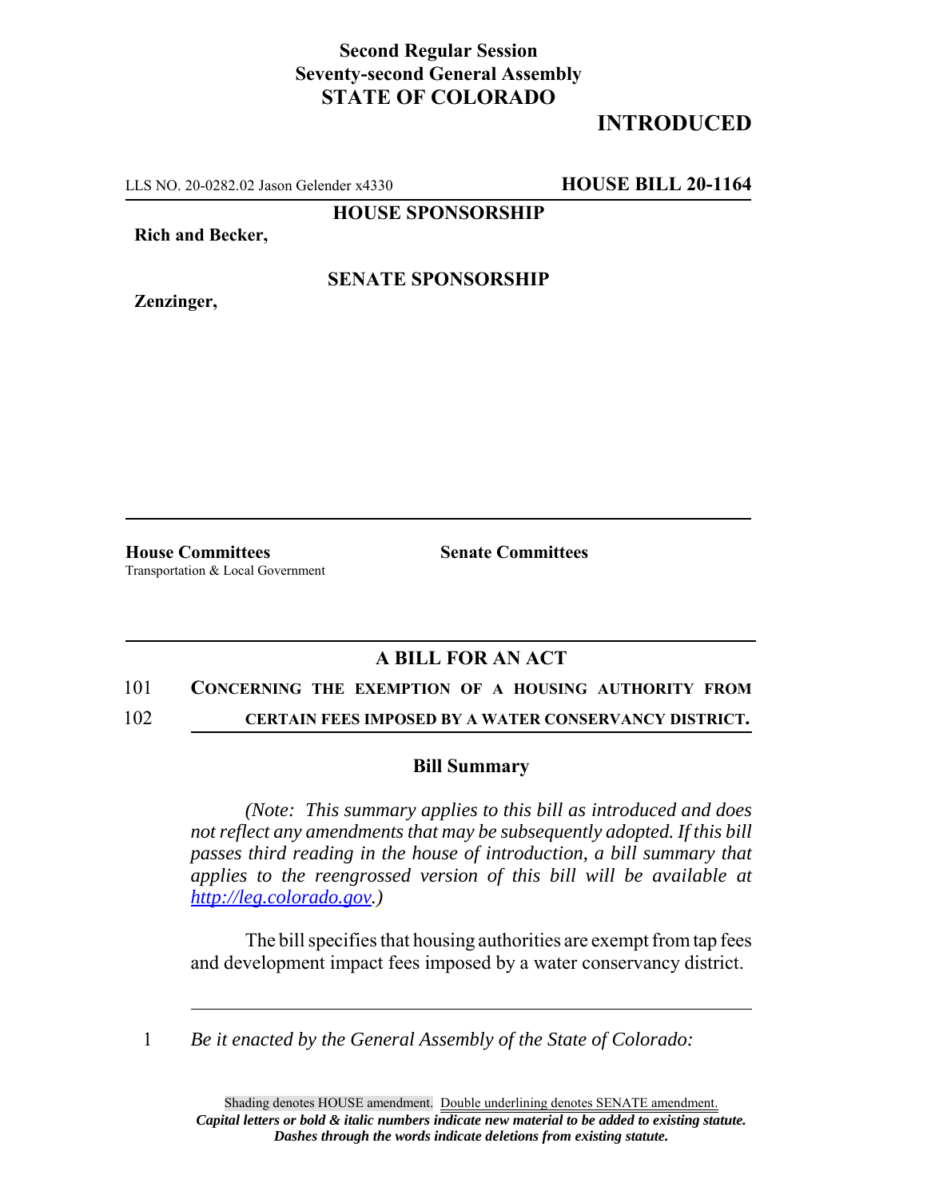**Second Regular Session**
**Seventy-second General Assembly**
**STATE OF COLORADO**

# INTRODUCED

LLS NO. 20-0282.02 Jason Gelender x4330 **HOUSE BILL 20-1164**

**HOUSE SPONSORSHIP**

**Rich and Becker,**

**SENATE SPONSORSHIP**

**Zenzinger,**

**House Committees**
Transportation & Local Government

**Senate Committees**

## A BILL FOR AN ACT

101 **CONCERNING THE EXEMPTION OF A HOUSING AUTHORITY FROM**
102 **CERTAIN FEES IMPOSED BY A WATER CONSERVANCY DISTRICT.**

### Bill Summary

*(Note: This summary applies to this bill as introduced and does not reflect any amendments that may be subsequently adopted. If this bill passes third reading in the house of introduction, a bill summary that applies to the reengrossed version of this bill will be available at http://leg.colorado.gov.)*

The bill specifies that housing authorities are exempt from tap fees and development impact fees imposed by a water conservancy district.

1 *Be it enacted by the General Assembly of the State of Colorado:*

Shading denotes HOUSE amendment. Double underlining denotes SENATE amendment.
***Capital letters or bold & italic numbers indicate new material to be added to existing statute.***
***Dashes through the words indicate deletions from existing statute.***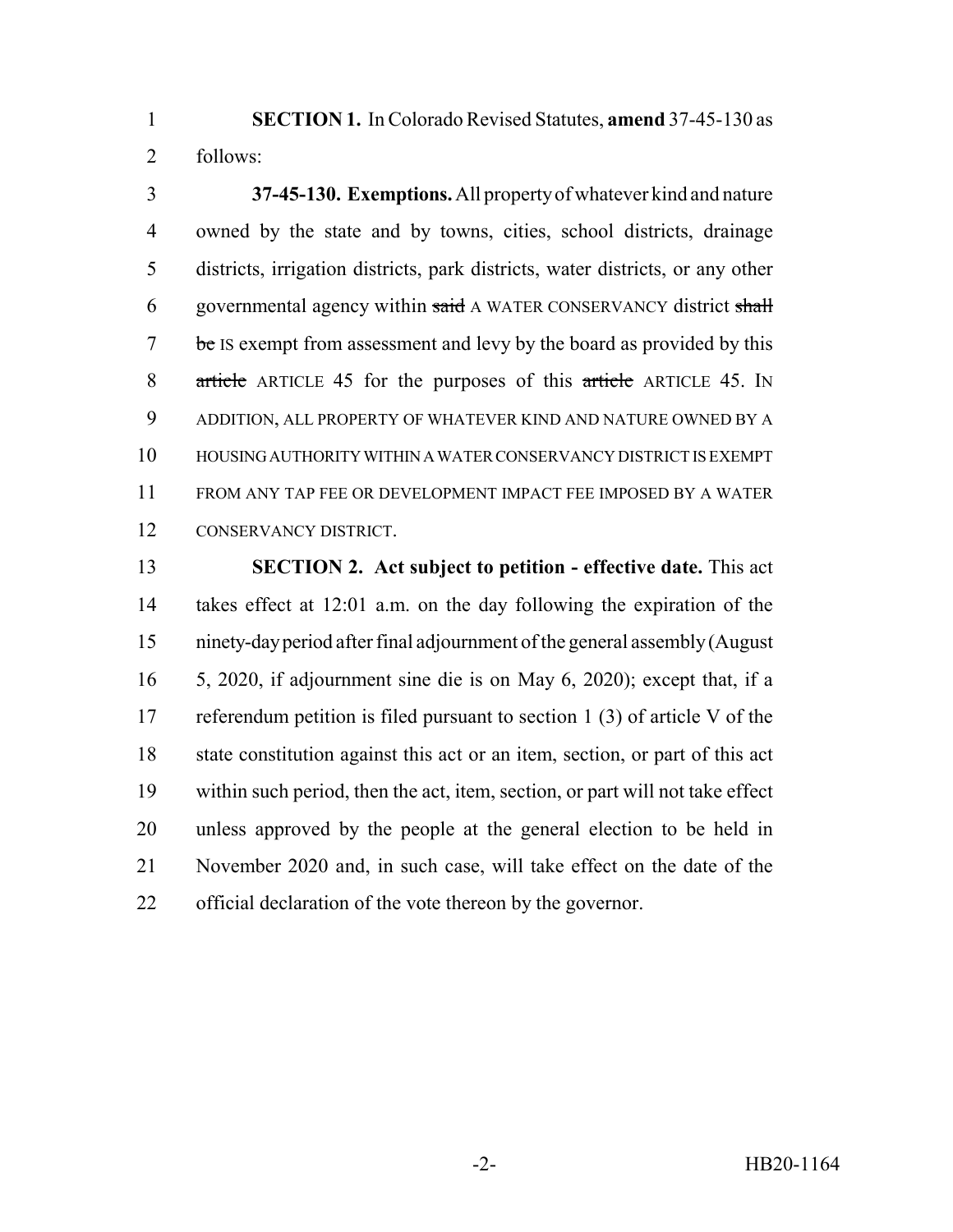**SECTION 1.** In Colorado Revised Statutes, **amend** 37-45-130 as follows:

**37-45-130. Exemptions.** All property of whatever kind and nature owned by the state and by towns, cities, school districts, drainage districts, irrigation districts, park districts, water districts, or any other governmental agency within ~~said~~ A WATER CONSERVANCY district ~~shall be~~ IS exempt from assessment and levy by the board as provided by this ~~article~~ ARTICLE 45 for the purposes of this ~~article~~ ARTICLE 45. IN ADDITION, ALL PROPERTY OF WHATEVER KIND AND NATURE OWNED BY A HOUSING AUTHORITY WITHIN A WATER CONSERVANCY DISTRICT IS EXEMPT FROM ANY TAP FEE OR DEVELOPMENT IMPACT FEE IMPOSED BY A WATER CONSERVANCY DISTRICT.

**SECTION 2. Act subject to petition - effective date.** This act takes effect at 12:01 a.m. on the day following the expiration of the ninety-day period after final adjournment of the general assembly (August 5, 2020, if adjournment sine die is on May 6, 2020); except that, if a referendum petition is filed pursuant to section 1 (3) of article V of the state constitution against this act or an item, section, or part of this act within such period, then the act, item, section, or part will not take effect unless approved by the people at the general election to be held in November 2020 and, in such case, will take effect on the date of the official declaration of the vote thereon by the governor.